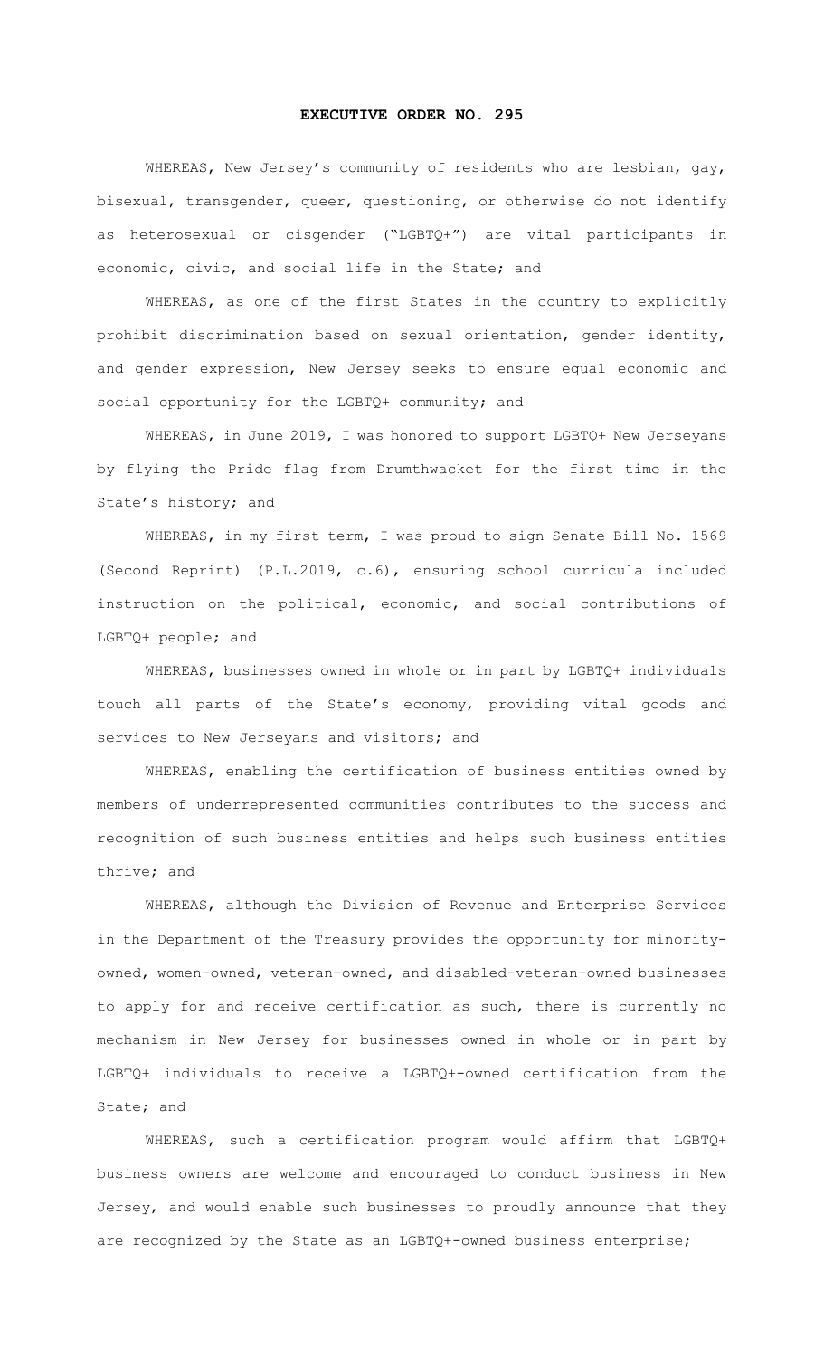# EXECUTIVE ORDER NO. 295

WHEREAS, New Jersey's community of residents who are lesbian, gay, bisexual, transgender, queer, questioning, or otherwise do not identify as heterosexual or cisgender ("LGBTQ+") are vital participants in economic, civic, and social life in the State; and

WHEREAS, as one of the first States in the country to explicitly prohibit discrimination based on sexual orientation, gender identity, and gender expression, New Jersey seeks to ensure equal economic and social opportunity for the LGBTQ+ community; and

WHEREAS, in June 2019, I was honored to support LGBTQ+ New Jerseyans by flying the Pride flag from Drumthwacket for the first time in the State's history; and

WHEREAS, in my first term, I was proud to sign Senate Bill No. 1569 (Second Reprint) (P.L.2019, c.6), ensuring school curricula included instruction on the political, economic, and social contributions of LGBTQ+ people; and

WHEREAS, businesses owned in whole or in part by LGBTQ+ individuals touch all parts of the State's economy, providing vital goods and services to New Jerseyans and visitors; and

WHEREAS, enabling the certification of business entities owned by members of underrepresented communities contributes to the success and recognition of such business entities and helps such business entities thrive; and

WHEREAS, although the Division of Revenue and Enterprise Services in the Department of the Treasury provides the opportunity for minority-owned, women-owned, veteran-owned, and disabled-veteran-owned businesses to apply for and receive certification as such, there is currently no mechanism in New Jersey for businesses owned in whole or in part by LGBTQ+ individuals to receive a LGBTQ+-owned certification from the State; and

WHEREAS, such a certification program would affirm that LGBTQ+ business owners are welcome and encouraged to conduct business in New Jersey, and would enable such businesses to proudly announce that they are recognized by the State as an LGBTQ+-owned business enterprise;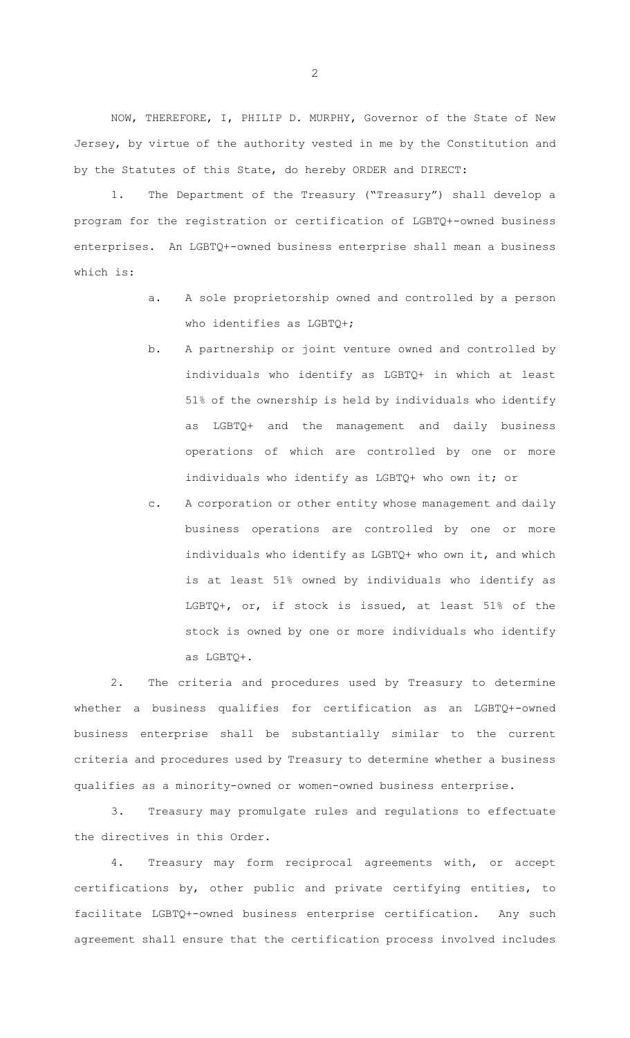NOW, THEREFORE, I, PHILIP D. MURPHY, Governor of the State of New Jersey, by virtue of the authority vested in me by the Constitution and by the Statutes of this State, do hereby ORDER and DIRECT:

1. The Department of the Treasury ("Treasury") shall develop a program for the registration or certification of LGBTQ+-owned business enterprises. An LGBTQ+-owned business enterprise shall mean a business which is:

   a. A sole proprietorship owned and controlled by a person who identifies as LGBTQ+;

   b. A partnership or joint venture owned and controlled by individuals who identify as LGBTQ+ in which at least 51% of the ownership is held by individuals who identify as LGBTQ+ and the management and daily business operations of which are controlled by one or more individuals who identify as LGBTQ+ who own it; or

   c. A corporation or other entity whose management and daily business operations are controlled by one or more individuals who identify as LGBTQ+ who own it, and which is at least 51% owned by individuals who identify as LGBTQ+, or, if stock is issued, at least 51% of the stock is owned by one or more individuals who identify as LGBTQ+.

2. The criteria and procedures used by Treasury to determine whether a business qualifies for certification as an LGBTQ+-owned business enterprise shall be substantially similar to the current criteria and procedures used by Treasury to determine whether a business qualifies as a minority-owned or women-owned business enterprise.

3. Treasury may promulgate rules and regulations to effectuate the directives in this Order.

4. Treasury may form reciprocal agreements with, or accept certifications by, other public and private certifying entities, to facilitate LGBTQ+-owned business enterprise certification. Any such agreement shall ensure that the certification process involved includes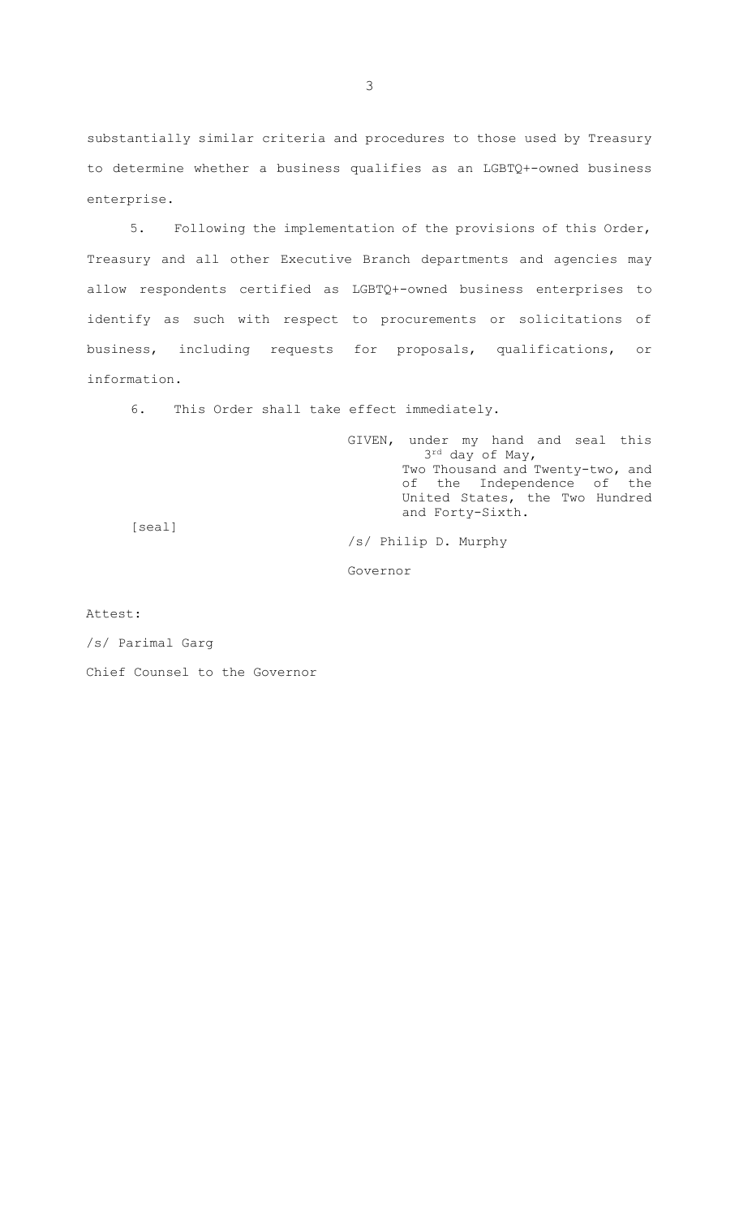substantially similar criteria and procedures to those used by Treasury to determine whether a business qualifies as an LGBTQ+-owned business enterprise.

5. Following the implementation of the provisions of this Order, Treasury and all other Executive Branch departments and agencies may allow respondents certified as LGBTQ+-owned business enterprises to identify as such with respect to procurements or solicitations of business, including requests for proposals, qualifications, or information.

6. This Order shall take effect immediately.

GIVEN, under my hand and seal this 3rd day of May, Two Thousand and Twenty-two, and of the Independence of the United States, the Two Hundred and Forty-Sixth.

[seal]

/s/ Philip D. Murphy

Governor

Attest:

/s/ Parimal Garg

Chief Counsel to the Governor